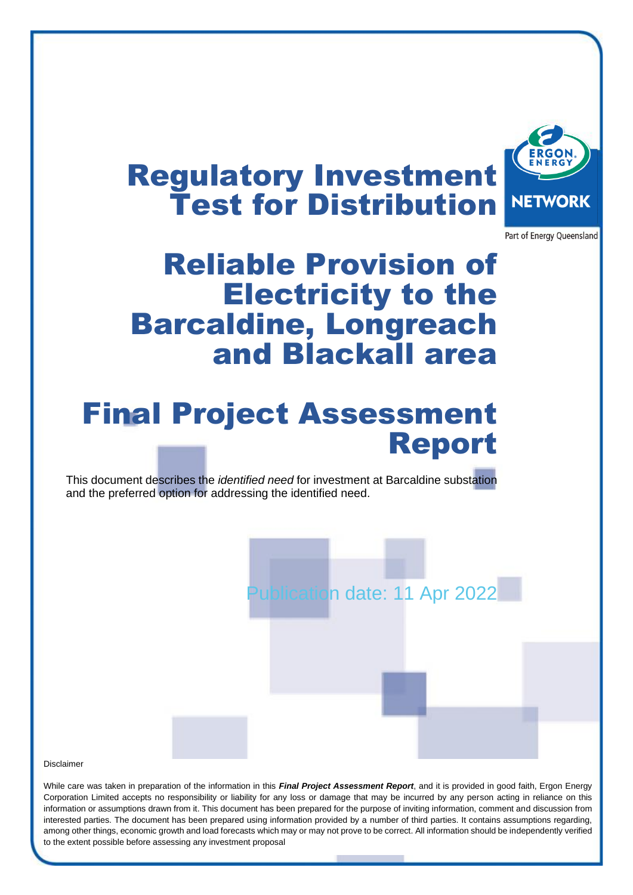# Regulatory Investment Test for Distribution

# Reliable Provision of Electricity to the Barcaldine, Longreach and Blackall area

# Final Project Assessment Report

This document describes the *identified need* for investment at Barcaldine substation and the preferred option for addressing the identified need.

Publication date: 11 Apr 2022

Disclaimer

While care was taken in preparation of the information in this ***Final Project Assessment Report***, and it is provided in good faith, Ergon Energy Corporation Limited accepts no responsibility or liability for any loss or damage that may be incurred by any person acting in reliance on this information or assumptions drawn from it. This document has been prepared for the purpose of inviting information, comment and discussion from interested parties. The document has been prepared using information provided by a number of third parties. It contains assumptions regarding, among other things, economic growth and load forecasts which may or may not prove to be correct. All information should be independently verified to the extent possible before assessing any investment proposal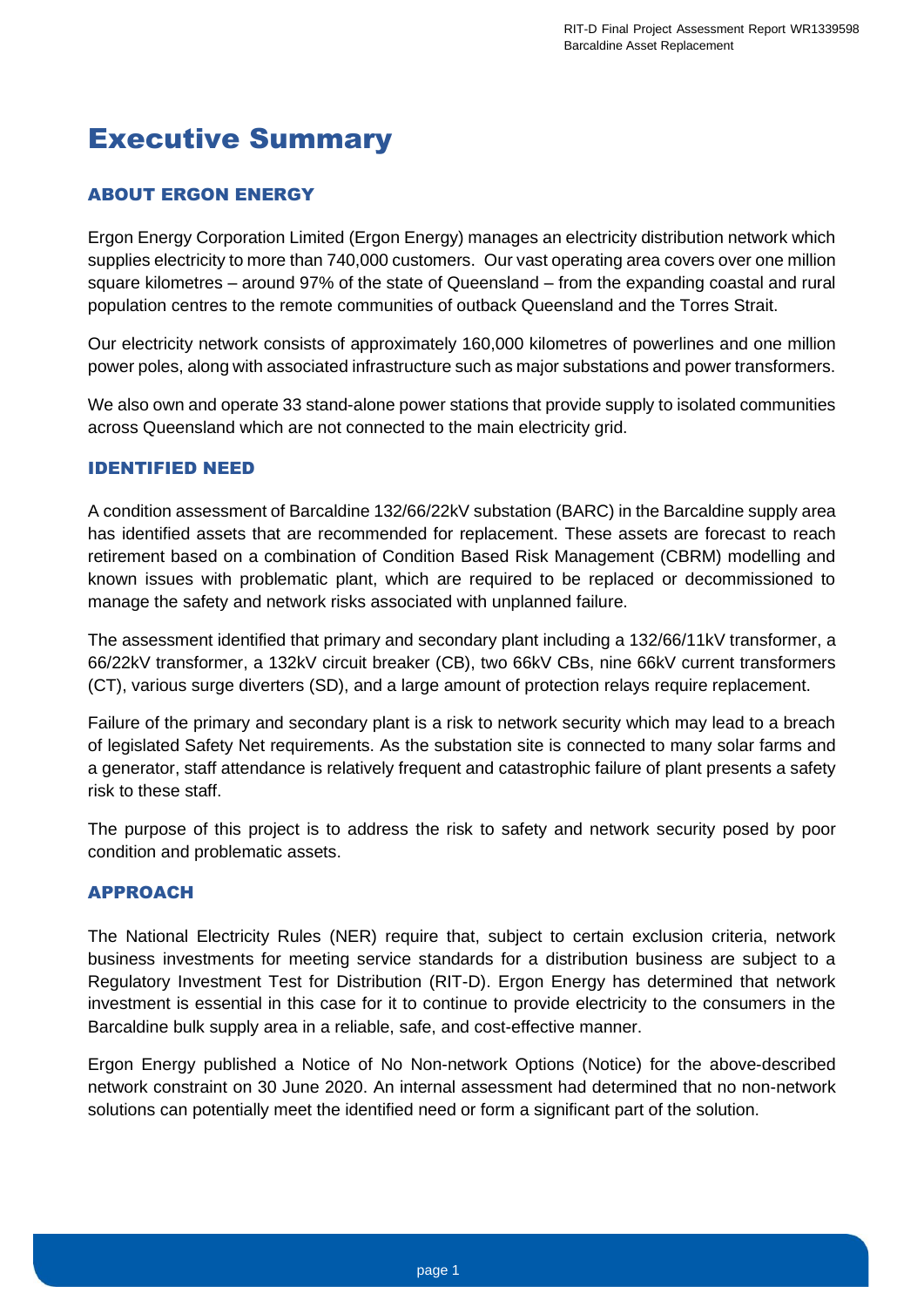# Executive Summary

## ABOUT ERGON ENERGY

Ergon Energy Corporation Limited (Ergon Energy) manages an electricity distribution network which supplies electricity to more than 740,000 customers. Our vast operating area covers over one million square kilometres – around 97% of the state of Queensland – from the expanding coastal and rural population centres to the remote communities of outback Queensland and the Torres Strait.

Our electricity network consists of approximately 160,000 kilometres of powerlines and one million power poles, along with associated infrastructure such as major substations and power transformers.

We also own and operate 33 stand-alone power stations that provide supply to isolated communities across Queensland which are not connected to the main electricity grid.

## IDENTIFIED NEED

A condition assessment of Barcaldine 132/66/22kV substation (BARC) in the Barcaldine supply area has identified assets that are recommended for replacement. These assets are forecast to reach retirement based on a combination of Condition Based Risk Management (CBRM) modelling and known issues with problematic plant, which are required to be replaced or decommissioned to manage the safety and network risks associated with unplanned failure.

The assessment identified that primary and secondary plant including a 132/66/11kV transformer, a 66/22kV transformer, a 132kV circuit breaker (CB), two 66kV CBs, nine 66kV current transformers (CT), various surge diverters (SD), and a large amount of protection relays require replacement.

Failure of the primary and secondary plant is a risk to network security which may lead to a breach of legislated Safety Net requirements. As the substation site is connected to many solar farms and a generator, staff attendance is relatively frequent and catastrophic failure of plant presents a safety risk to these staff.

The purpose of this project is to address the risk to safety and network security posed by poor condition and problematic assets.

## APPROACH

The National Electricity Rules (NER) require that, subject to certain exclusion criteria, network business investments for meeting service standards for a distribution business are subject to a Regulatory Investment Test for Distribution (RIT-D). Ergon Energy has determined that network investment is essential in this case for it to continue to provide electricity to the consumers in the Barcaldine bulk supply area in a reliable, safe, and cost-effective manner.

Ergon Energy published a Notice of No Non-network Options (Notice) for the above-described network constraint on 30 June 2020. An internal assessment had determined that no non-network solutions can potentially meet the identified need or form a significant part of the solution.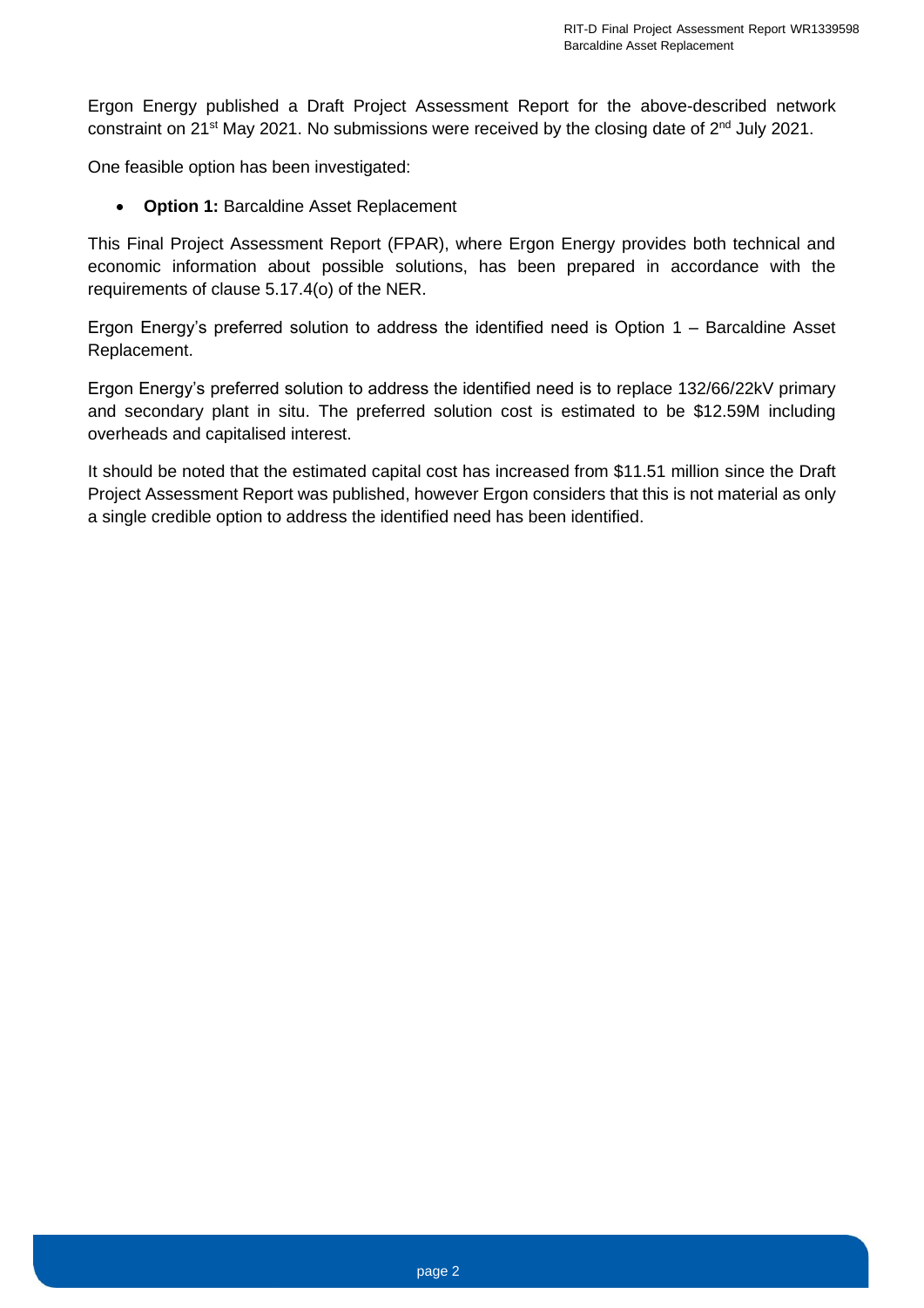Ergon Energy published a Draft Project Assessment Report for the above-described network constraint on 21st May 2021. No submissions were received by the closing date of 2nd July 2021.

One feasible option has been investigated:

- **Option 1:** Barcaldine Asset Replacement

This Final Project Assessment Report (FPAR), where Ergon Energy provides both technical and economic information about possible solutions, has been prepared in accordance with the requirements of clause 5.17.4(o) of the NER.

Ergon Energy's preferred solution to address the identified need is Option 1 – Barcaldine Asset Replacement.

Ergon Energy's preferred solution to address the identified need is to replace 132/66/22kV primary and secondary plant in situ. The preferred solution cost is estimated to be $12.59M including overheads and capitalised interest.

It should be noted that the estimated capital cost has increased from $11.51 million since the Draft Project Assessment Report was published, however Ergon considers that this is not material as only a single credible option to address the identified need has been identified.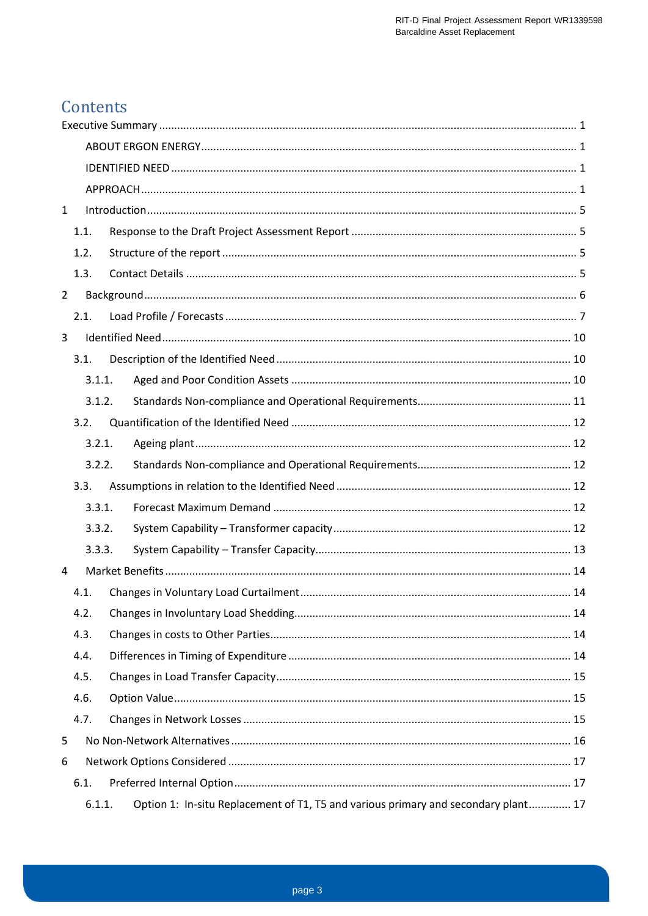# Contents

Executive Summary ..... 1

- ABOUT ERGON ENERGY ..... 1
- IDENTIFIED NEED ..... 1
- APPROACH ..... 1

1 Introduction ..... 5

- 1.1. Response to the Draft Project Assessment Report ..... 5
- 1.2. Structure of the report ..... 5
- 1.3. Contact Details ..... 5

2 Background ..... 6

- 2.1. Load Profile / Forecasts ..... 7

3 Identified Need ..... 10

- 3.1. Description of the Identified Need ..... 10
  - 3.1.1. Aged and Poor Condition Assets ..... 10
  - 3.1.2. Standards Non-compliance and Operational Requirements ..... 11
- 3.2. Quantification of the Identified Need ..... 12
  - 3.2.1. Ageing plant ..... 12
  - 3.2.2. Standards Non-compliance and Operational Requirements ..... 12
- 3.3. Assumptions in relation to the Identified Need ..... 12
  - 3.3.1. Forecast Maximum Demand ..... 12
  - 3.3.2. System Capability – Transformer capacity ..... 12
  - 3.3.3. System Capability – Transfer Capacity ..... 13

4 Market Benefits ..... 14

- 4.1. Changes in Voluntary Load Curtailment ..... 14
- 4.2. Changes in Involuntary Load Shedding ..... 14
- 4.3. Changes in costs to Other Parties ..... 14
- 4.4. Differences in Timing of Expenditure ..... 14
- 4.5. Changes in Load Transfer Capacity ..... 15
- 4.6. Option Value ..... 15
- 4.7. Changes in Network Losses ..... 15

5 No Non-Network Alternatives ..... 16

6 Network Options Considered ..... 17

- 6.1. Preferred Internal Option ..... 17
  - 6.1.1. Option 1: In-situ Replacement of T1, T5 and various primary and secondary plant ..... 17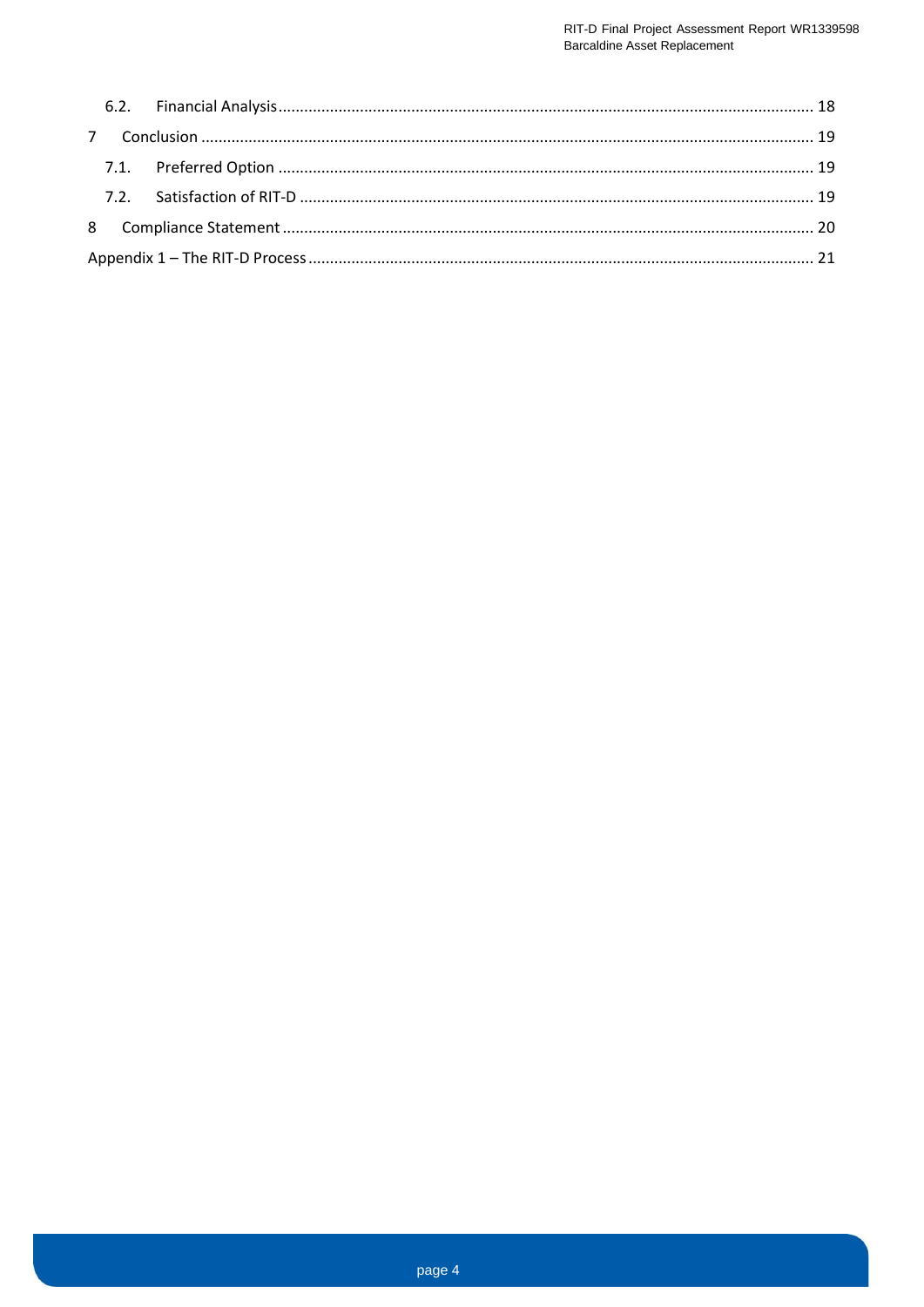6.2. Financial Analysis ........................................................................................................................ 18

7 Conclusion ........................................................................................................................................ 19

7.1. Preferred Option ........................................................................................................................ 19

7.2. Satisfaction of RIT-D ................................................................................................................... 19

8 Compliance Statement ....................................................................................................................... 20

Appendix 1 – The RIT-D Process ................................................................................................................ 21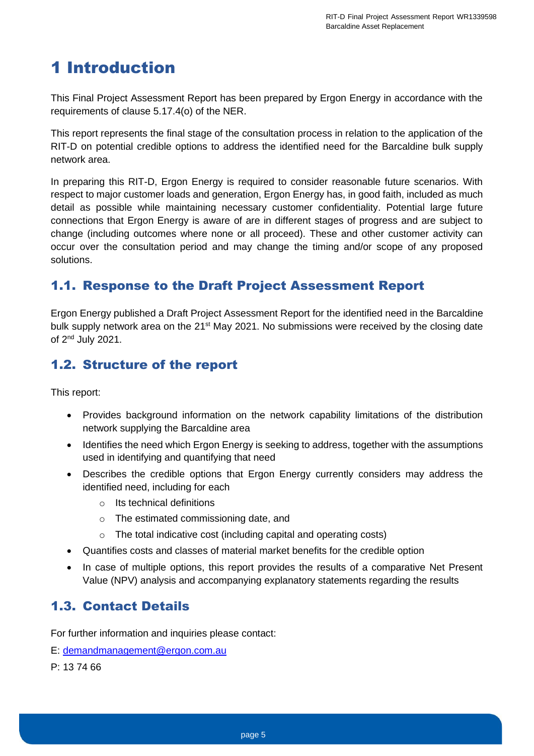# 1 Introduction

This Final Project Assessment Report has been prepared by Ergon Energy in accordance with the requirements of clause 5.17.4(o) of the NER.

This report represents the final stage of the consultation process in relation to the application of the RIT-D on potential credible options to address the identified need for the Barcaldine bulk supply network area.

In preparing this RIT-D, Ergon Energy is required to consider reasonable future scenarios. With respect to major customer loads and generation, Ergon Energy has, in good faith, included as much detail as possible while maintaining necessary customer confidentiality. Potential large future connections that Ergon Energy is aware of are in different stages of progress and are subject to change (including outcomes where none or all proceed). These and other customer activity can occur over the consultation period and may change the timing and/or scope of any proposed solutions.

## 1.1. Response to the Draft Project Assessment Report

Ergon Energy published a Draft Project Assessment Report for the identified need in the Barcaldine bulk supply network area on the 21st May 2021. No submissions were received by the closing date of 2nd July 2021.

## 1.2. Structure of the report

This report:

- Provides background information on the network capability limitations of the distribution network supplying the Barcaldine area
- Identifies the need which Ergon Energy is seeking to address, together with the assumptions used in identifying and quantifying that need
- Describes the credible options that Ergon Energy currently considers may address the identified need, including for each
  - Its technical definitions
  - The estimated commissioning date, and
  - The total indicative cost (including capital and operating costs)
- Quantifies costs and classes of material market benefits for the credible option
- In case of multiple options, this report provides the results of a comparative Net Present Value (NPV) analysis and accompanying explanatory statements regarding the results

## 1.3. Contact Details

For further information and inquiries please contact:

E: demandmanagement@ergon.com.au

P: 13 74 66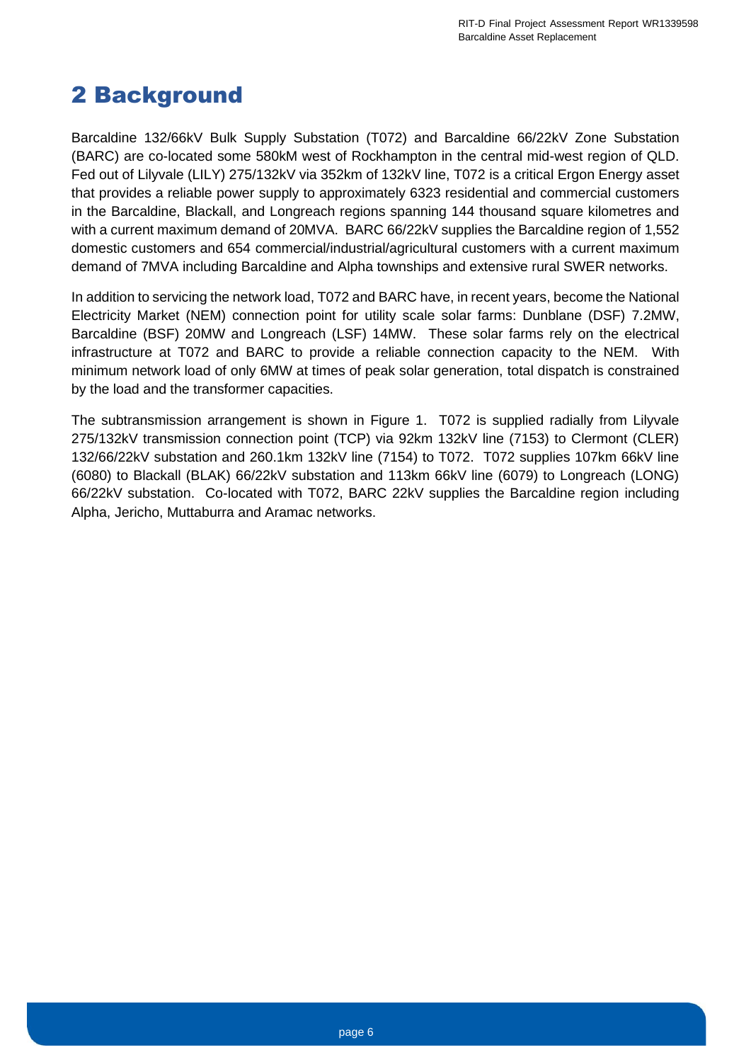# 2 Background

Barcaldine 132/66kV Bulk Supply Substation (T072) and Barcaldine 66/22kV Zone Substation (BARC) are co-located some 580kM west of Rockhampton in the central mid-west region of QLD. Fed out of Lilyvale (LILY) 275/132kV via 352km of 132kV line, T072 is a critical Ergon Energy asset that provides a reliable power supply to approximately 6323 residential and commercial customers in the Barcaldine, Blackall, and Longreach regions spanning 144 thousand square kilometres and with a current maximum demand of 20MVA. BARC 66/22kV supplies the Barcaldine region of 1,552 domestic customers and 654 commercial/industrial/agricultural customers with a current maximum demand of 7MVA including Barcaldine and Alpha townships and extensive rural SWER networks.

In addition to servicing the network load, T072 and BARC have, in recent years, become the National Electricity Market (NEM) connection point for utility scale solar farms: Dunblane (DSF) 7.2MW, Barcaldine (BSF) 20MW and Longreach (LSF) 14MW. These solar farms rely on the electrical infrastructure at T072 and BARC to provide a reliable connection capacity to the NEM. With minimum network load of only 6MW at times of peak solar generation, total dispatch is constrained by the load and the transformer capacities.

The subtransmission arrangement is shown in Figure 1. T072 is supplied radially from Lilyvale 275/132kV transmission connection point (TCP) via 92km 132kV line (7153) to Clermont (CLER) 132/66/22kV substation and 260.1km 132kV line (7154) to T072. T072 supplies 107km 66kV line (6080) to Blackall (BLAK) 66/22kV substation and 113km 66kV line (6079) to Longreach (LONG) 66/22kV substation. Co-located with T072, BARC 22kV supplies the Barcaldine region including Alpha, Jericho, Muttaburra and Aramac networks.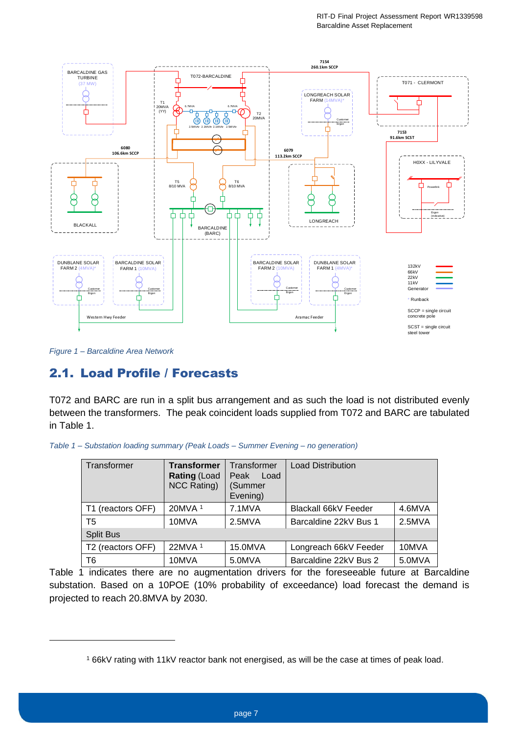*Figure 1 – Barcaldine Area Network*

## 2.1. Load Profile / Forecasts

T072 and BARC are run in a split bus arrangement and as such the load is not distributed evenly between the transformers. The peak coincident loads supplied from T072 and BARC are tabulated in Table 1.

*Table 1 – Substation loading summary (Peak Loads – Summer Evening – no generation)*

| Transformer | **Transformer Rating** (Load NCC Rating) | Transformer Peak Load (Summer Evening) | Load Distribution | |
|---|---|---|---|---|
| T1 (reactors OFF) | 20MVA [1] | 7.1MVA | Blackall 66kV Feeder | 4.6MVA |
| T5 | 10MVA | 2.5MVA | Barcaldine 22kV Bus 1 | 2.5MVA |
| Split Bus | | | | |
| T2 (reactors OFF) | 22MVA [1] | 15.0MVA | Longreach 66kV Feeder | 10MVA |
| T6 | 10MVA | 5.0MVA | Barcaldine 22kV Bus 2 | 5.0MVA |

Table 1 indicates there are no augmentation drivers for the foreseeable future at Barcaldine substation. Based on a 10POE (10% probability of exceedance) load forecast the demand is projected to reach 20.8MVA by 2030.

[1] 66kV rating with 11kV reactor bank not energised, as will be the case at times of peak load.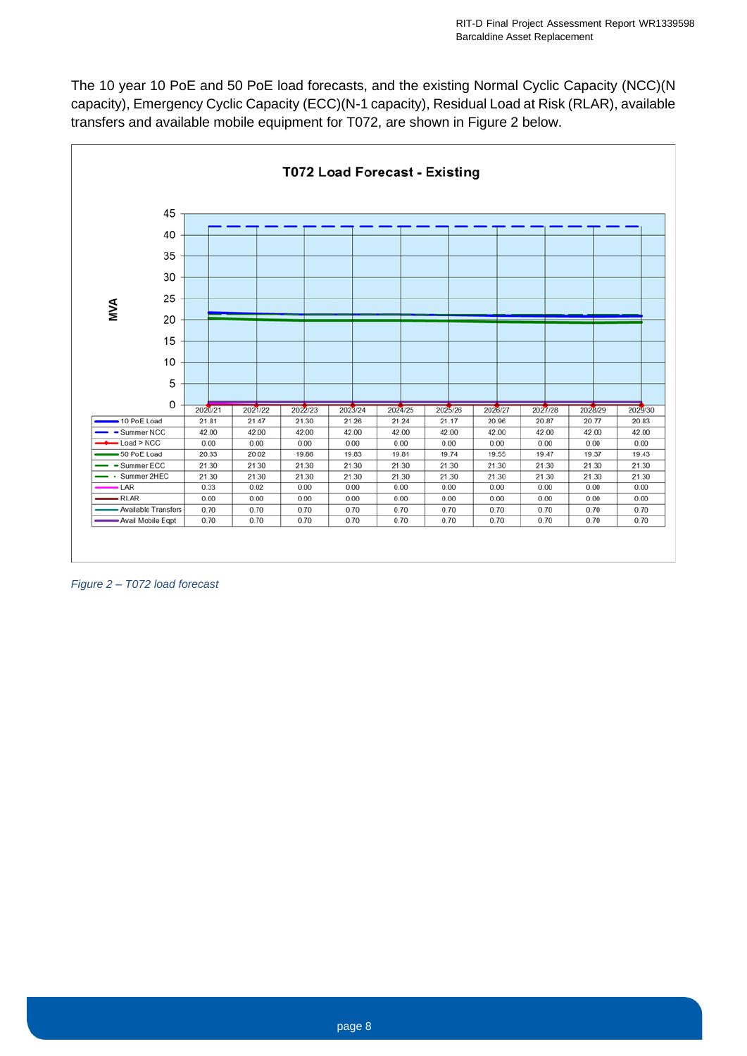The 10 year 10 PoE and 50 PoE load forecasts, and the existing Normal Cyclic Capacity (NCC)(N capacity), Emergency Cyclic Capacity (ECC)(N-1 capacity), Residual Load at Risk (RLAR), available transfers and available mobile equipment for T072, are shown in Figure 2 below.

**T072 Load Forecast - Existing**

| | 2020/21 | 2021/22 | 2022/23 | 2023/24 | 2024/25 | 2025/26 | 2026/27 | 2027/28 | 2028/29 | 2029/30 |
|---|---|---|---|---|---|---|---|---|---|---|
| 10 PoE Load | 21.81 | 21.47 | 21.30 | 21.26 | 21.24 | 21.17 | 20.96 | 20.87 | 20.77 | 20.83 |
| Summer NCC | 42.00 | 42.00 | 42.00 | 42.00 | 42.00 | 42.00 | 42.00 | 42.00 | 42.00 | 42.00 |
| Load > NCC | 0.00 | 0.00 | 0.00 | 0.00 | 0.00 | 0.00 | 0.00 | 0.00 | 0.00 | 0.00 |
| 50 PoE Load | 20.33 | 20.02 | 19.86 | 19.83 | 19.81 | 19.74 | 19.55 | 19.47 | 19.37 | 19.43 |
| Summer ECC | 21.30 | 21.30 | 21.30 | 21.30 | 21.30 | 21.30 | 21.30 | 21.30 | 21.30 | 21.30 |
| Summer 2HEC | 21.30 | 21.30 | 21.30 | 21.30 | 21.30 | 21.30 | 21.30 | 21.30 | 21.30 | 21.30 |
| LAR | 0.33 | 0.02 | 0.00 | 0.00 | 0.00 | 0.00 | 0.00 | 0.00 | 0.00 | 0.00 |
| RLAR | 0.00 | 0.00 | 0.00 | 0.00 | 0.00 | 0.00 | 0.00 | 0.00 | 0.00 | 0.00 |
| Available Transfers | 0.70 | 0.70 | 0.70 | 0.70 | 0.70 | 0.70 | 0.70 | 0.70 | 0.70 | 0.70 |
| Avail Mobile Eqpt | 0.70 | 0.70 | 0.70 | 0.70 | 0.70 | 0.70 | 0.70 | 0.70 | 0.70 | 0.70 |

*Figure 2 – T072 load forecast*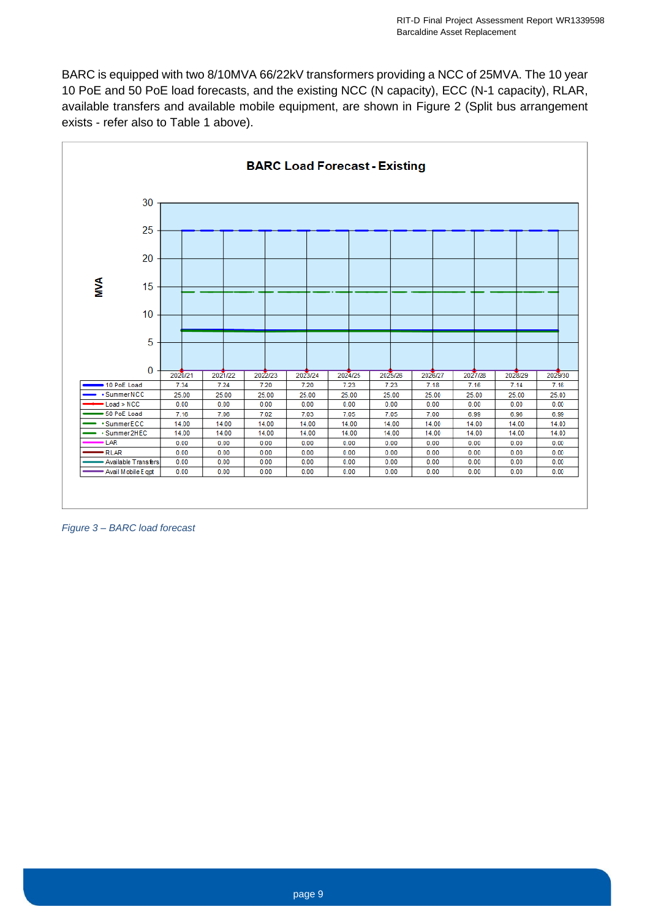BARC is equipped with two 8/10MVA 66/22kV transformers providing a NCC of 25MVA. The 10 year 10 PoE and 50 PoE load forecasts, and the existing NCC (N capacity), ECC (N-1 capacity), RLAR, available transfers and available mobile equipment, are shown in Figure 2 (Split bus arrangement exists - refer also to Table 1 above).

**BARC Load Forecast - Existing**

| | 2020/21 | 2021/22 | 2022/23 | 2023/24 | 2024/25 | 2025/26 | 2026/27 | 2027/28 | 2028/29 | 2029/30 |
|---|---|---|---|---|---|---|---|---|---|---|
| 10 PoE Load | 7.34 | 7.24 | 7.20 | 7.20 | 7.23 | 7.23 | 7.18 | 7.16 | 7.14 | 7.16 |
| Summer NCC | 25.00 | 25.00 | 25.00 | 25.00 | 25.00 | 25.00 | 25.00 | 25.00 | 25.00 | 25.00 |
| Load > NCC | 0.00 | 0.00 | 0.00 | 0.00 | 0.00 | 0.00 | 0.00 | 0.00 | 0.00 | 0.00 |
| 50 PoE Load | 7.16 | 7.06 | 7.02 | 7.03 | 7.05 | 7.05 | 7.00 | 6.99 | 6.96 | 6.99 |
| Summer ECC | 14.00 | 14.00 | 14.00 | 14.00 | 14.00 | 14.00 | 14.00 | 14.00 | 14.00 | 14.00 |
| Summer 2HEC | 14.00 | 14.00 | 14.00 | 14.00 | 14.00 | 14.00 | 14.00 | 14.00 | 14.00 | 14.00 |
| LAR | 0.00 | 0.00 | 0.00 | 0.00 | 0.00 | 0.00 | 0.00 | 0.00 | 0.00 | 0.00 |
| RLAR | 0.00 | 0.00 | 0.00 | 0.00 | 0.00 | 0.00 | 0.00 | 0.00 | 0.00 | 0.00 |
| Available Transfers | 0.00 | 0.00 | 0.00 | 0.00 | 0.00 | 0.00 | 0.00 | 0.00 | 0.00 | 0.00 |
| Avail Mobile Eqpt | 0.00 | 0.00 | 0.00 | 0.00 | 0.00 | 0.00 | 0.00 | 0.00 | 0.00 | 0.00 |

*Figure 3 – BARC load forecast*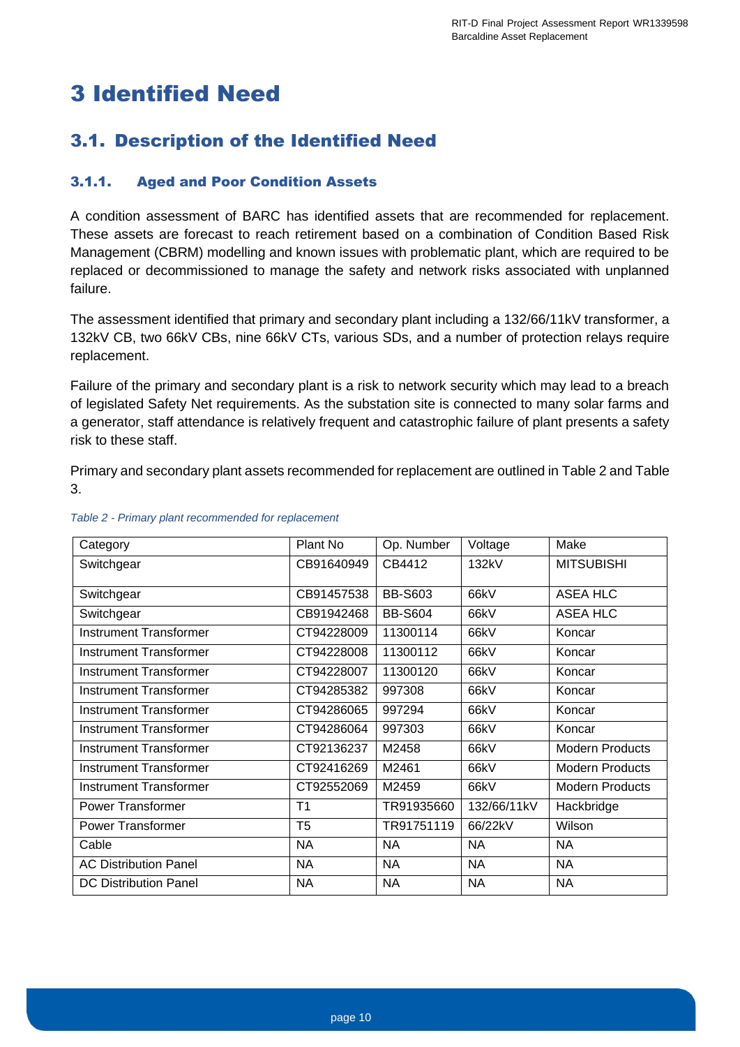# 3 Identified Need

## 3.1. Description of the Identified Need

### 3.1.1. Aged and Poor Condition Assets

A condition assessment of BARC has identified assets that are recommended for replacement. These assets are forecast to reach retirement based on a combination of Condition Based Risk Management (CBRM) modelling and known issues with problematic plant, which are required to be replaced or decommissioned to manage the safety and network risks associated with unplanned failure.

The assessment identified that primary and secondary plant including a 132/66/11kV transformer, a 132kV CB, two 66kV CBs, nine 66kV CTs, various SDs, and a number of protection relays require replacement.

Failure of the primary and secondary plant is a risk to network security which may lead to a breach of legislated Safety Net requirements. As the substation site is connected to many solar farms and a generator, staff attendance is relatively frequent and catastrophic failure of plant presents a safety risk to these staff.

Primary and secondary plant assets recommended for replacement are outlined in Table 2 and Table 3.

*Table 2 - Primary plant recommended for replacement*

| Category | Plant No | Op. Number | Voltage | Make |
|---|---|---|---|---|
| Switchgear | CB91640949 | CB4412 | 132kV | MITSUBISHI |
| Switchgear | CB91457538 | BB-S603 | 66kV | ASEA HLC |
| Switchgear | CB91942468 | BB-S604 | 66kV | ASEA HLC |
| Instrument Transformer | CT94228009 | 11300114 | 66kV | Koncar |
| Instrument Transformer | CT94228008 | 11300112 | 66kV | Koncar |
| Instrument Transformer | CT94228007 | 11300120 | 66kV | Koncar |
| Instrument Transformer | CT94285382 | 997308 | 66kV | Koncar |
| Instrument Transformer | CT94286065 | 997294 | 66kV | Koncar |
| Instrument Transformer | CT94286064 | 997303 | 66kV | Koncar |
| Instrument Transformer | CT92136237 | M2458 | 66kV | Modern Products |
| Instrument Transformer | CT92416269 | M2461 | 66kV | Modern Products |
| Instrument Transformer | CT92552069 | M2459 | 66kV | Modern Products |
| Power Transformer | T1 | TR91935660 | 132/66/11kV | Hackbridge |
| Power Transformer | T5 | TR91751119 | 66/22kV | Wilson |
| Cable | NA | NA | NA | NA |
| AC Distribution Panel | NA | NA | NA | NA |
| DC Distribution Panel | NA | NA | NA | NA |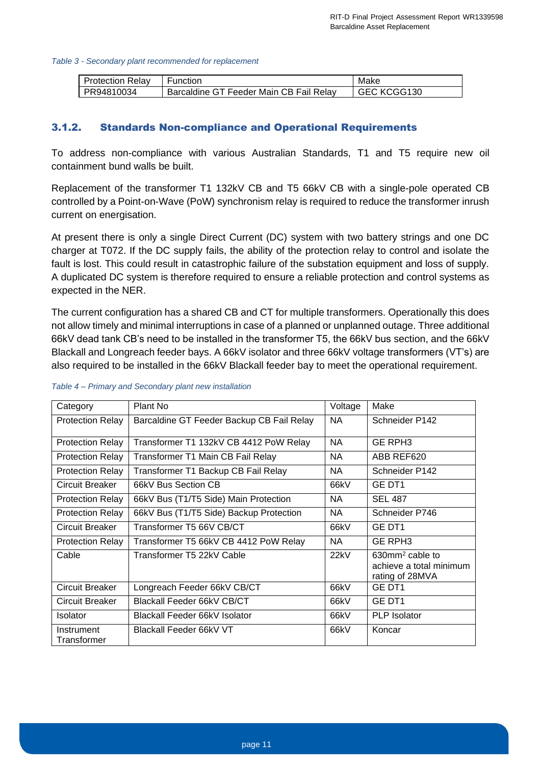*Table 3 - Secondary plant recommended for replacement*

| Protection Relay | Function | Make |
|---|---|---|
| PR94810034 | Barcaldine GT Feeder Main CB Fail Relay | GEC KCGG130 |

### 3.1.2. Standards Non-compliance and Operational Requirements

To address non-compliance with various Australian Standards, T1 and T5 require new oil containment bund walls be built.

Replacement of the transformer T1 132kV CB and T5 66kV CB with a single-pole operated CB controlled by a Point-on-Wave (PoW) synchronism relay is required to reduce the transformer inrush current on energisation.

At present there is only a single Direct Current (DC) system with two battery strings and one DC charger at T072. If the DC supply fails, the ability of the protection relay to control and isolate the fault is lost. This could result in catastrophic failure of the substation equipment and loss of supply. A duplicated DC system is therefore required to ensure a reliable protection and control systems as expected in the NER.

The current configuration has a shared CB and CT for multiple transformers. Operationally this does not allow timely and minimal interruptions in case of a planned or unplanned outage. Three additional 66kV dead tank CB's need to be installed in the transformer T5, the 66kV bus section, and the 66kV Blackall and Longreach feeder bays. A 66kV isolator and three 66kV voltage transformers (VT's) are also required to be installed in the 66kV Blackall feeder bay to meet the operational requirement.

*Table 4 – Primary and Secondary plant new installation*

| Category | Plant No | Voltage | Make |
|---|---|---|---|
| Protection Relay | Barcaldine GT Feeder Backup CB Fail Relay | NA | Schneider P142 |
| Protection Relay | Transformer T1 132kV CB 4412 PoW Relay | NA | GE RPH3 |
| Protection Relay | Transformer T1 Main CB Fail Relay | NA | ABB REF620 |
| Protection Relay | Transformer T1 Backup CB Fail Relay | NA | Schneider P142 |
| Circuit Breaker | 66kV Bus Section CB | 66kV | GE DT1 |
| Protection Relay | 66kV Bus (T1/T5 Side) Main Protection | NA | SEL 487 |
| Protection Relay | 66kV Bus (T1/T5 Side) Backup Protection | NA | Schneider P746 |
| Circuit Breaker | Transformer T5 66V CB/CT | 66kV | GE DT1 |
| Protection Relay | Transformer T5 66kV CB 4412 PoW Relay | NA | GE RPH3 |
| Cable | Transformer T5 22kV Cable | 22kV | 630mm$^2$ cable to achieve a total minimum rating of 28MVA |
| Circuit Breaker | Longreach Feeder 66kV CB/CT | 66kV | GE DT1 |
| Circuit Breaker | Blackall Feeder 66kV CB/CT | 66kV | GE DT1 |
| Isolator | Blackall Feeder 66kV Isolator | 66kV | PLP Isolator |
| Instrument Transformer | Blackall Feeder 66kV VT | 66kV | Koncar |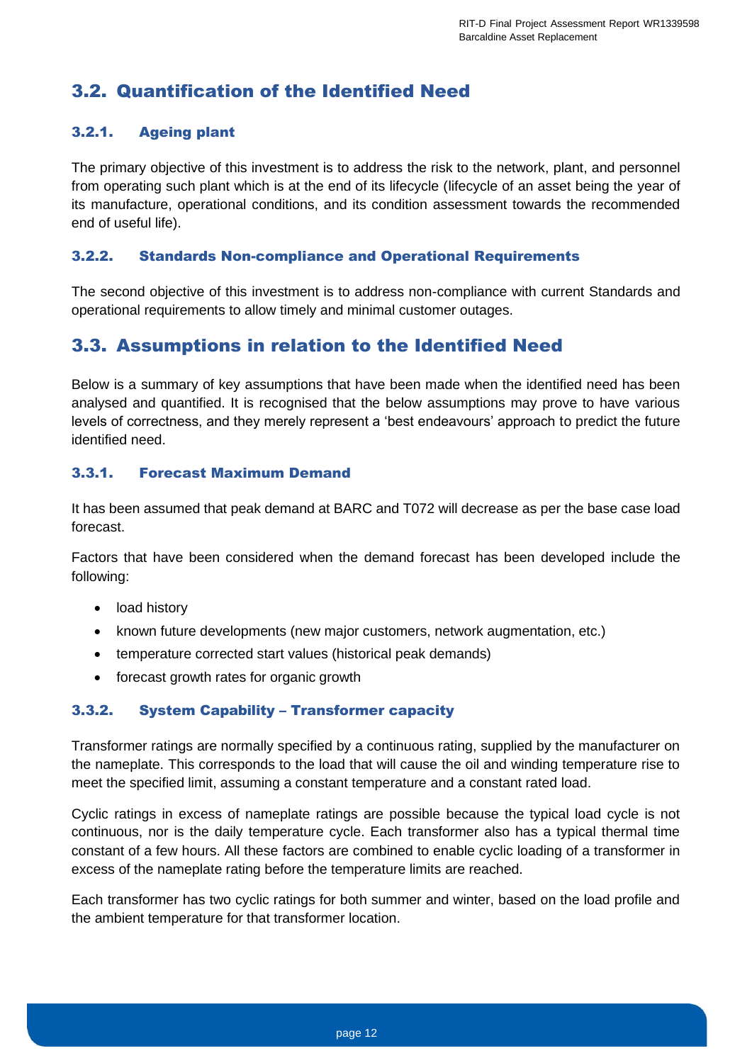## 3.2. Quantification of the Identified Need

### 3.2.1. Ageing plant

The primary objective of this investment is to address the risk to the network, plant, and personnel from operating such plant which is at the end of its lifecycle (lifecycle of an asset being the year of its manufacture, operational conditions, and its condition assessment towards the recommended end of useful life).

### 3.2.2. Standards Non-compliance and Operational Requirements

The second objective of this investment is to address non-compliance with current Standards and operational requirements to allow timely and minimal customer outages.

## 3.3. Assumptions in relation to the Identified Need

Below is a summary of key assumptions that have been made when the identified need has been analysed and quantified. It is recognised that the below assumptions may prove to have various levels of correctness, and they merely represent a 'best endeavours' approach to predict the future identified need.

### 3.3.1. Forecast Maximum Demand

It has been assumed that peak demand at BARC and T072 will decrease as per the base case load forecast.

Factors that have been considered when the demand forecast has been developed include the following:

- load history
- known future developments (new major customers, network augmentation, etc.)
- temperature corrected start values (historical peak demands)
- forecast growth rates for organic growth

### 3.3.2. System Capability – Transformer capacity

Transformer ratings are normally specified by a continuous rating, supplied by the manufacturer on the nameplate. This corresponds to the load that will cause the oil and winding temperature rise to meet the specified limit, assuming a constant temperature and a constant rated load.

Cyclic ratings in excess of nameplate ratings are possible because the typical load cycle is not continuous, nor is the daily temperature cycle. Each transformer also has a typical thermal time constant of a few hours. All these factors are combined to enable cyclic loading of a transformer in excess of the nameplate rating before the temperature limits are reached.

Each transformer has two cyclic ratings for both summer and winter, based on the load profile and the ambient temperature for that transformer location.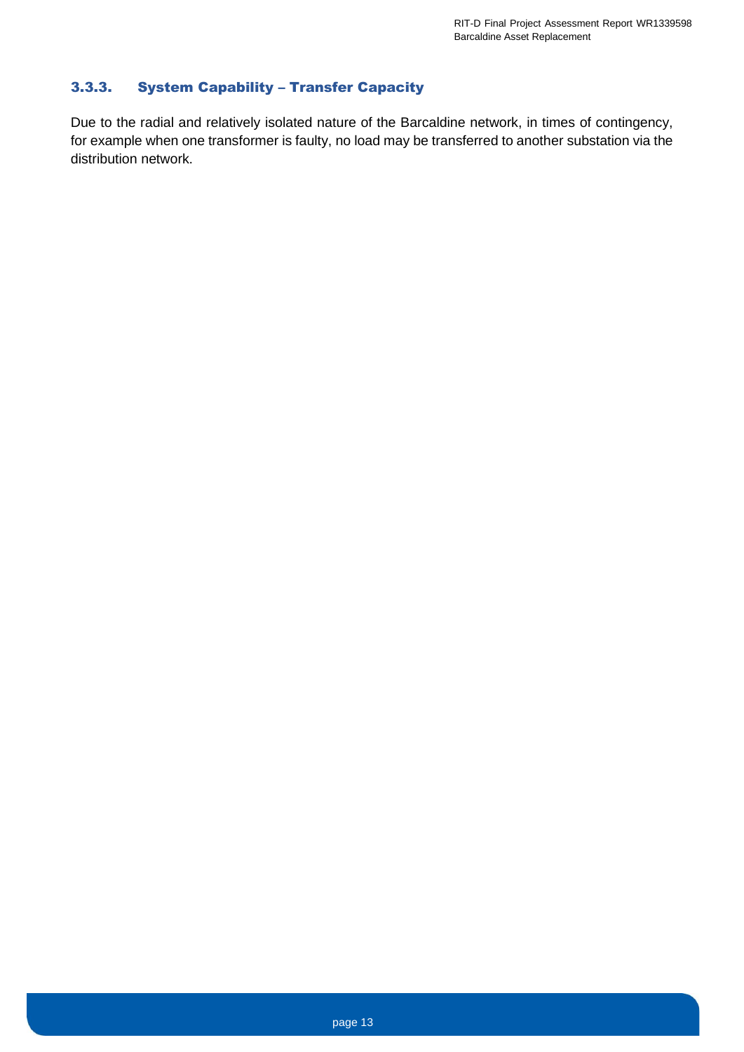### 3.3.3. System Capability – Transfer Capacity

Due to the radial and relatively isolated nature of the Barcaldine network, in times of contingency, for example when one transformer is faulty, no load may be transferred to another substation via the distribution network.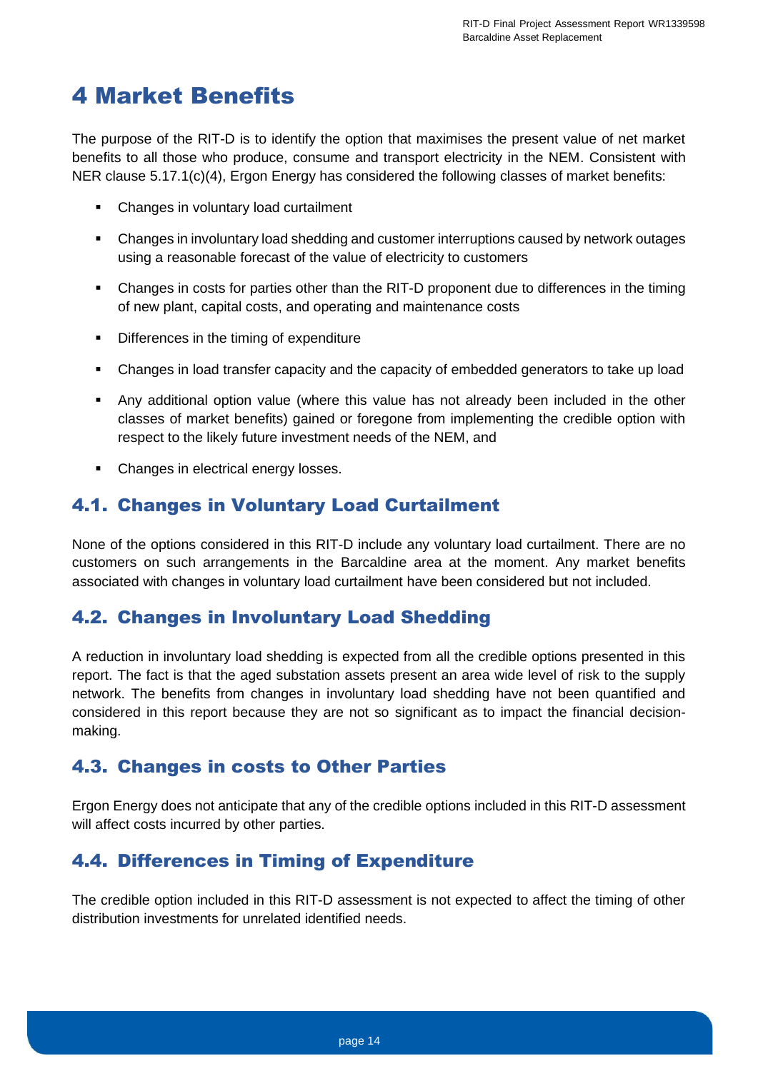# 4 Market Benefits

The purpose of the RIT-D is to identify the option that maximises the present value of net market benefits to all those who produce, consume and transport electricity in the NEM. Consistent with NER clause 5.17.1(c)(4), Ergon Energy has considered the following classes of market benefits:

- Changes in voluntary load curtailment
- Changes in involuntary load shedding and customer interruptions caused by network outages using a reasonable forecast of the value of electricity to customers
- Changes in costs for parties other than the RIT-D proponent due to differences in the timing of new plant, capital costs, and operating and maintenance costs
- Differences in the timing of expenditure
- Changes in load transfer capacity and the capacity of embedded generators to take up load
- Any additional option value (where this value has not already been included in the other classes of market benefits) gained or foregone from implementing the credible option with respect to the likely future investment needs of the NEM, and
- Changes in electrical energy losses.

## 4.1. Changes in Voluntary Load Curtailment

None of the options considered in this RIT-D include any voluntary load curtailment. There are no customers on such arrangements in the Barcaldine area at the moment. Any market benefits associated with changes in voluntary load curtailment have been considered but not included.

## 4.2. Changes in Involuntary Load Shedding

A reduction in involuntary load shedding is expected from all the credible options presented in this report. The fact is that the aged substation assets present an area wide level of risk to the supply network. The benefits from changes in involuntary load shedding have not been quantified and considered in this report because they are not so significant as to impact the financial decision-making.

## 4.3. Changes in costs to Other Parties

Ergon Energy does not anticipate that any of the credible options included in this RIT-D assessment will affect costs incurred by other parties.

## 4.4. Differences in Timing of Expenditure

The credible option included in this RIT-D assessment is not expected to affect the timing of other distribution investments for unrelated identified needs.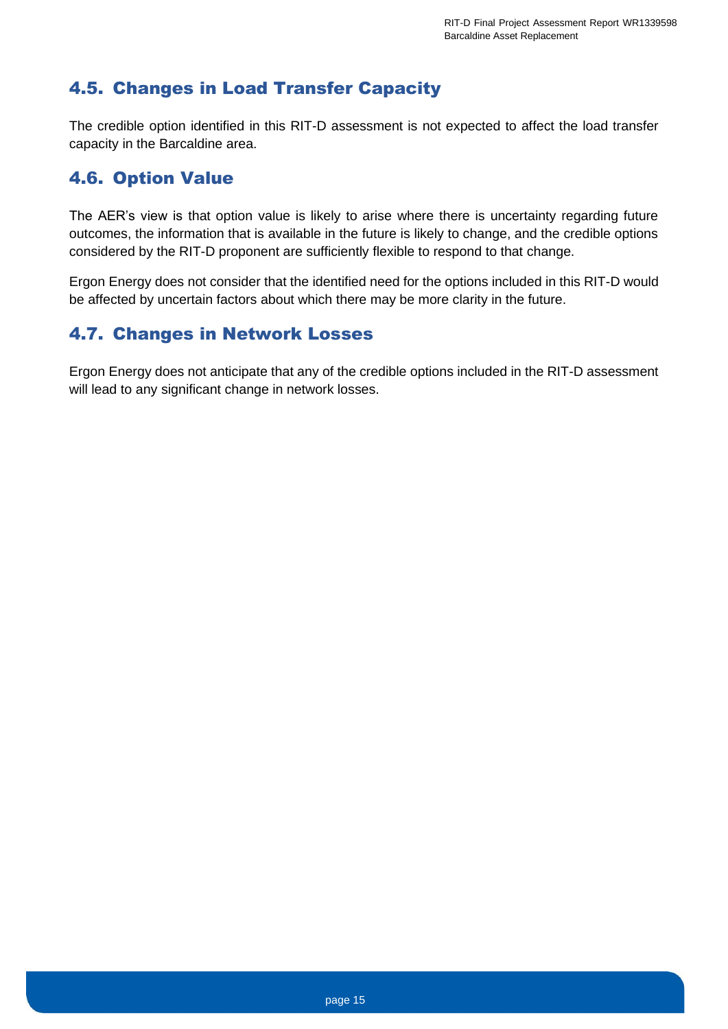## 4.5. Changes in Load Transfer Capacity

The credible option identified in this RIT-D assessment is not expected to affect the load transfer capacity in the Barcaldine area.

## 4.6. Option Value

The AER's view is that option value is likely to arise where there is uncertainty regarding future outcomes, the information that is available in the future is likely to change, and the credible options considered by the RIT-D proponent are sufficiently flexible to respond to that change.

Ergon Energy does not consider that the identified need for the options included in this RIT-D would be affected by uncertain factors about which there may be more clarity in the future.

## 4.7. Changes in Network Losses

Ergon Energy does not anticipate that any of the credible options included in the RIT-D assessment will lead to any significant change in network losses.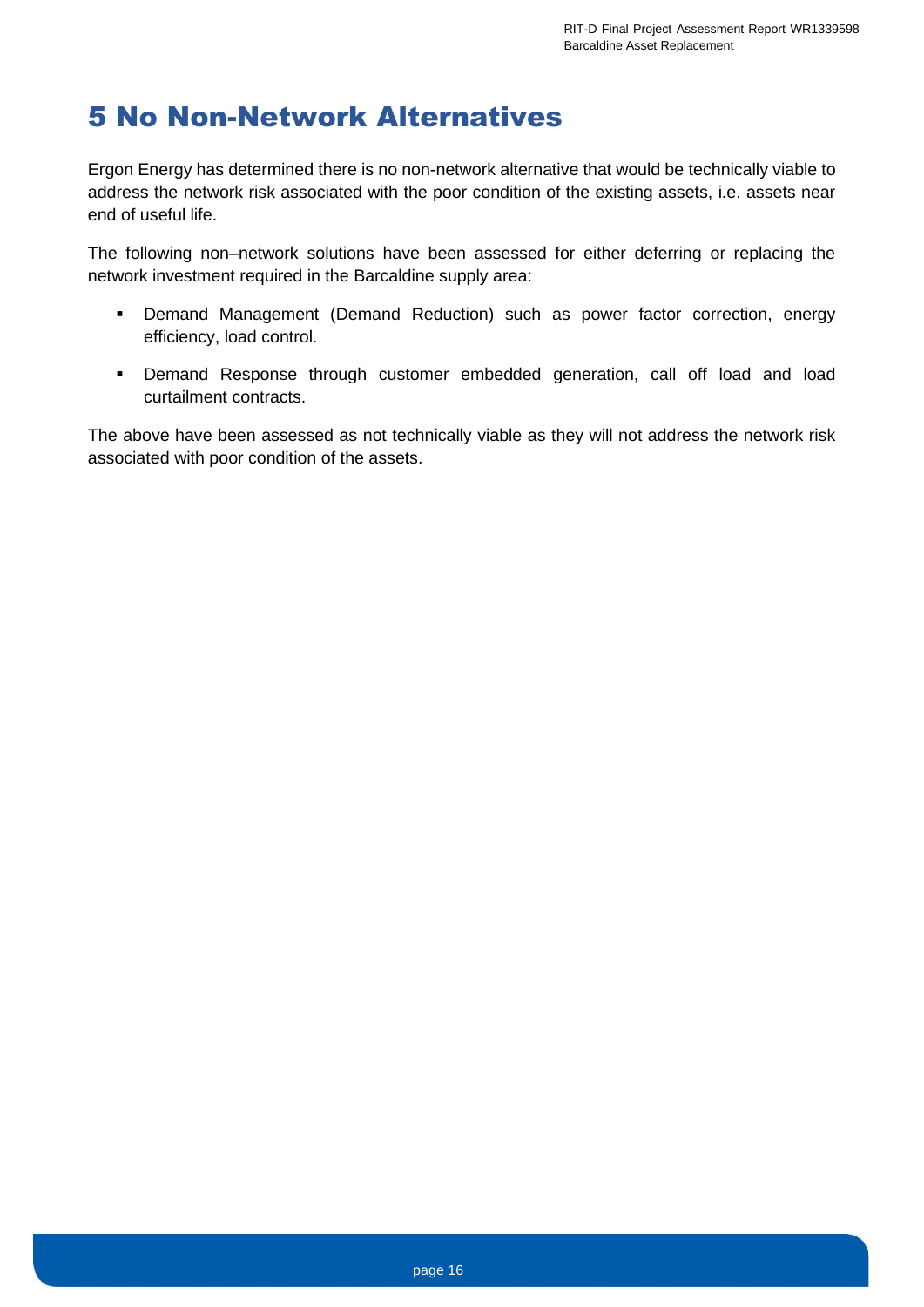# 5 No Non-Network Alternatives

Ergon Energy has determined there is no non-network alternative that would be technically viable to address the network risk associated with the poor condition of the existing assets, i.e. assets near end of useful life.

The following non–network solutions have been assessed for either deferring or replacing the network investment required in the Barcaldine supply area:

- Demand Management (Demand Reduction) such as power factor correction, energy efficiency, load control.
- Demand Response through customer embedded generation, call off load and load curtailment contracts.

The above have been assessed as not technically viable as they will not address the network risk associated with poor condition of the assets.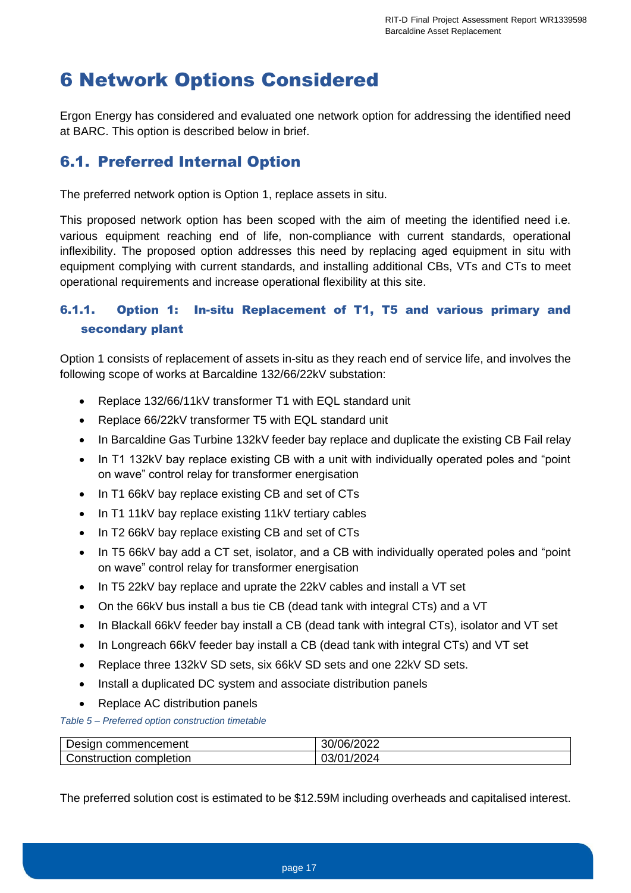# 6 Network Options Considered

Ergon Energy has considered and evaluated one network option for addressing the identified need at BARC. This option is described below in brief.

## 6.1. Preferred Internal Option

The preferred network option is Option 1, replace assets in situ.

This proposed network option has been scoped with the aim of meeting the identified need i.e. various equipment reaching end of life, non-compliance with current standards, operational inflexibility. The proposed option addresses this need by replacing aged equipment in situ with equipment complying with current standards, and installing additional CBs, VTs and CTs to meet operational requirements and increase operational flexibility at this site.

### 6.1.1. Option 1: In-situ Replacement of T1, T5 and various primary and secondary plant

Option 1 consists of replacement of assets in-situ as they reach end of service life, and involves the following scope of works at Barcaldine 132/66/22kV substation:

- Replace 132/66/11kV transformer T1 with EQL standard unit
- Replace 66/22kV transformer T5 with EQL standard unit
- In Barcaldine Gas Turbine 132kV feeder bay replace and duplicate the existing CB Fail relay
- In T1 132kV bay replace existing CB with a unit with individually operated poles and "point on wave" control relay for transformer energisation
- In T1 66kV bay replace existing CB and set of CTs
- In T1 11kV bay replace existing 11kV tertiary cables
- In T2 66kV bay replace existing CB and set of CTs
- In T5 66kV bay add a CT set, isolator, and a CB with individually operated poles and "point on wave" control relay for transformer energisation
- In T5 22kV bay replace and uprate the 22kV cables and install a VT set
- On the 66kV bus install a bus tie CB (dead tank with integral CTs) and a VT
- In Blackall 66kV feeder bay install a CB (dead tank with integral CTs), isolator and VT set
- In Longreach 66kV feeder bay install a CB (dead tank with integral CTs) and VT set
- Replace three 132kV SD sets, six 66kV SD sets and one 22kV SD sets.
- Install a duplicated DC system and associate distribution panels
- Replace AC distribution panels

*Table 5 – Preferred option construction timetable*

| | |
|---|---|
| Design commencement | 30/06/2022 |
| Construction completion | 03/01/2024 |

The preferred solution cost is estimated to be $12.59M including overheads and capitalised interest.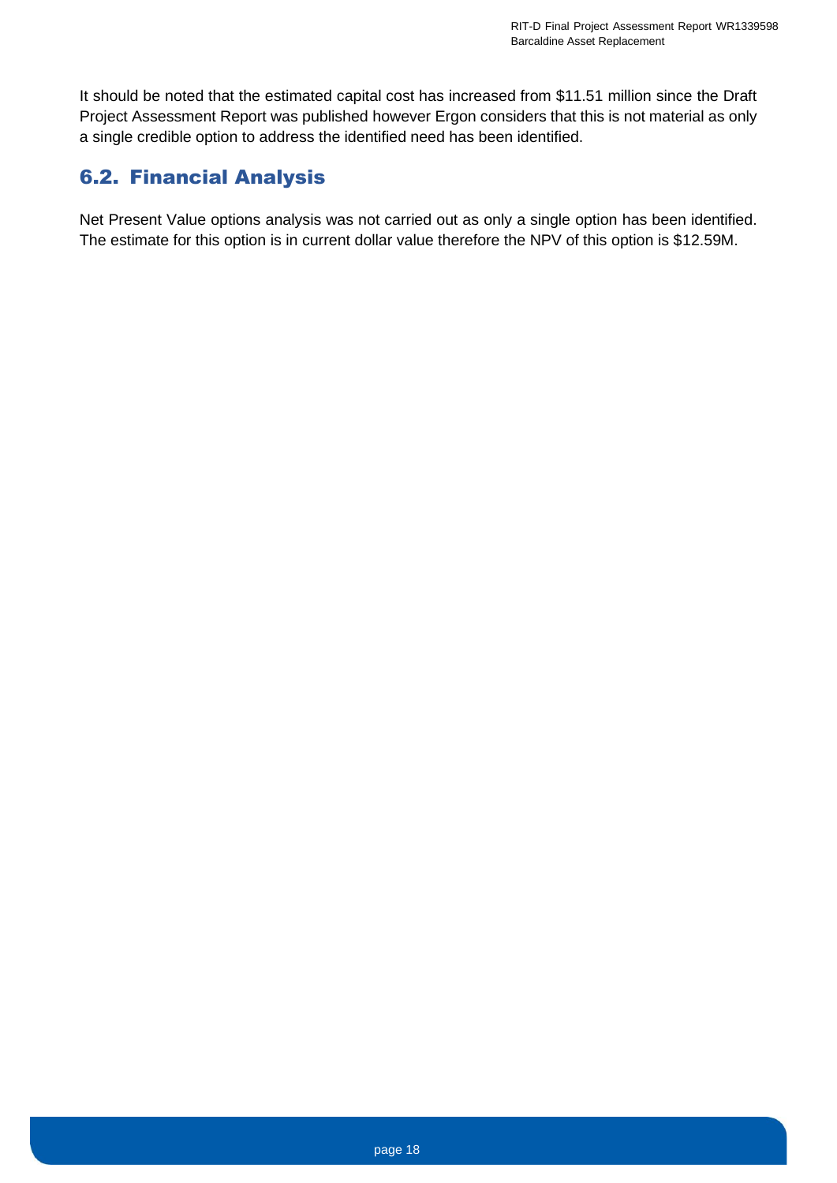It should be noted that the estimated capital cost has increased from $11.51 million since the Draft Project Assessment Report was published however Ergon considers that this is not material as only a single credible option to address the identified need has been identified.

## 6.2. Financial Analysis

Net Present Value options analysis was not carried out as only a single option has been identified. The estimate for this option is in current dollar value therefore the NPV of this option is $12.59M.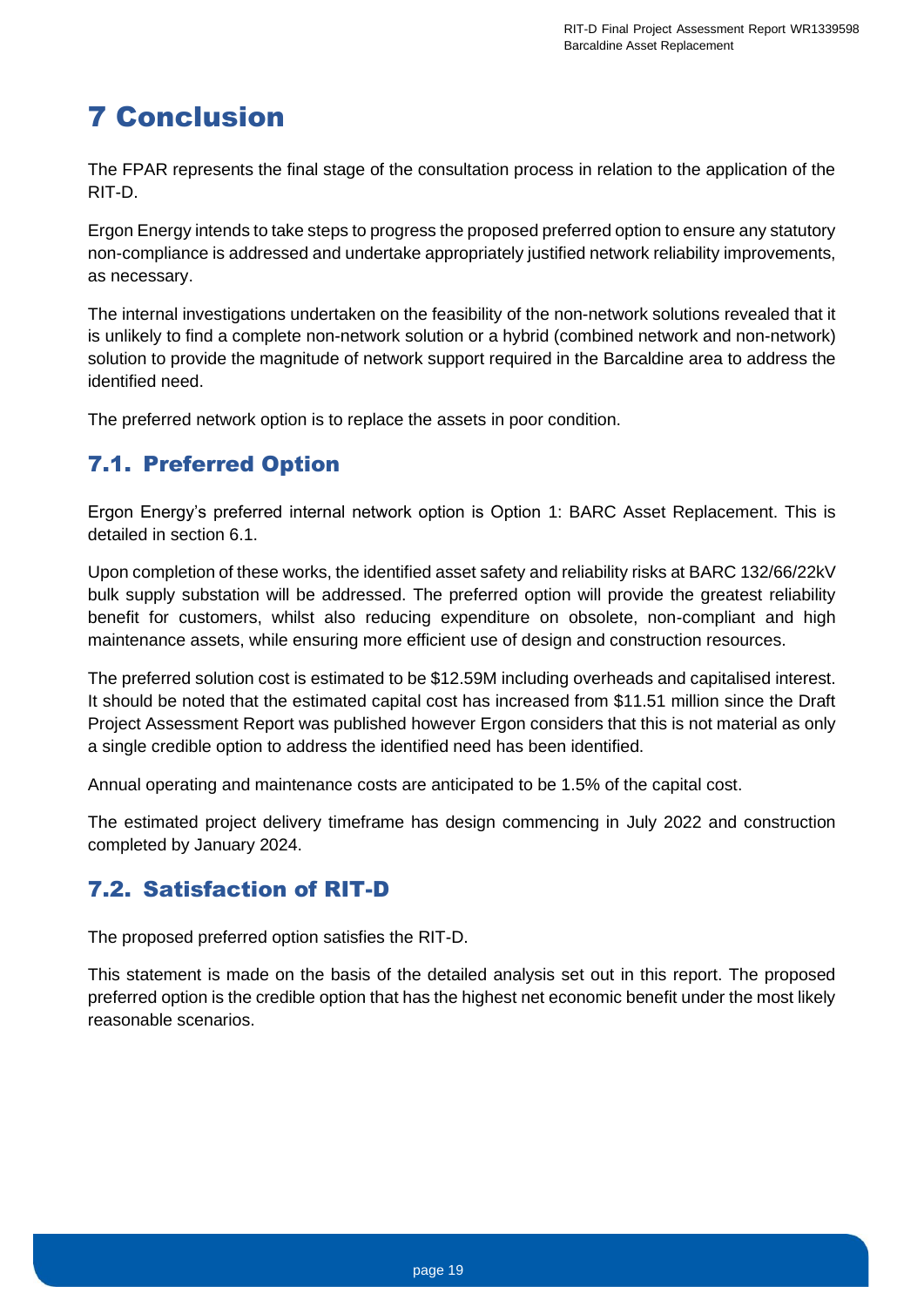# 7 Conclusion

The FPAR represents the final stage of the consultation process in relation to the application of the RIT-D.

Ergon Energy intends to take steps to progress the proposed preferred option to ensure any statutory non-compliance is addressed and undertake appropriately justified network reliability improvements, as necessary.

The internal investigations undertaken on the feasibility of the non-network solutions revealed that it is unlikely to find a complete non-network solution or a hybrid (combined network and non-network) solution to provide the magnitude of network support required in the Barcaldine area to address the identified need.

The preferred network option is to replace the assets in poor condition.

## 7.1. Preferred Option

Ergon Energy's preferred internal network option is Option 1: BARC Asset Replacement. This is detailed in section 6.1.

Upon completion of these works, the identified asset safety and reliability risks at BARC 132/66/22kV bulk supply substation will be addressed. The preferred option will provide the greatest reliability benefit for customers, whilst also reducing expenditure on obsolete, non-compliant and high maintenance assets, while ensuring more efficient use of design and construction resources.

The preferred solution cost is estimated to be $12.59M including overheads and capitalised interest. It should be noted that the estimated capital cost has increased from $11.51 million since the Draft Project Assessment Report was published however Ergon considers that this is not material as only a single credible option to address the identified need has been identified.

Annual operating and maintenance costs are anticipated to be 1.5% of the capital cost.

The estimated project delivery timeframe has design commencing in July 2022 and construction completed by January 2024.

## 7.2. Satisfaction of RIT-D

The proposed preferred option satisfies the RIT-D.

This statement is made on the basis of the detailed analysis set out in this report. The proposed preferred option is the credible option that has the highest net economic benefit under the most likely reasonable scenarios.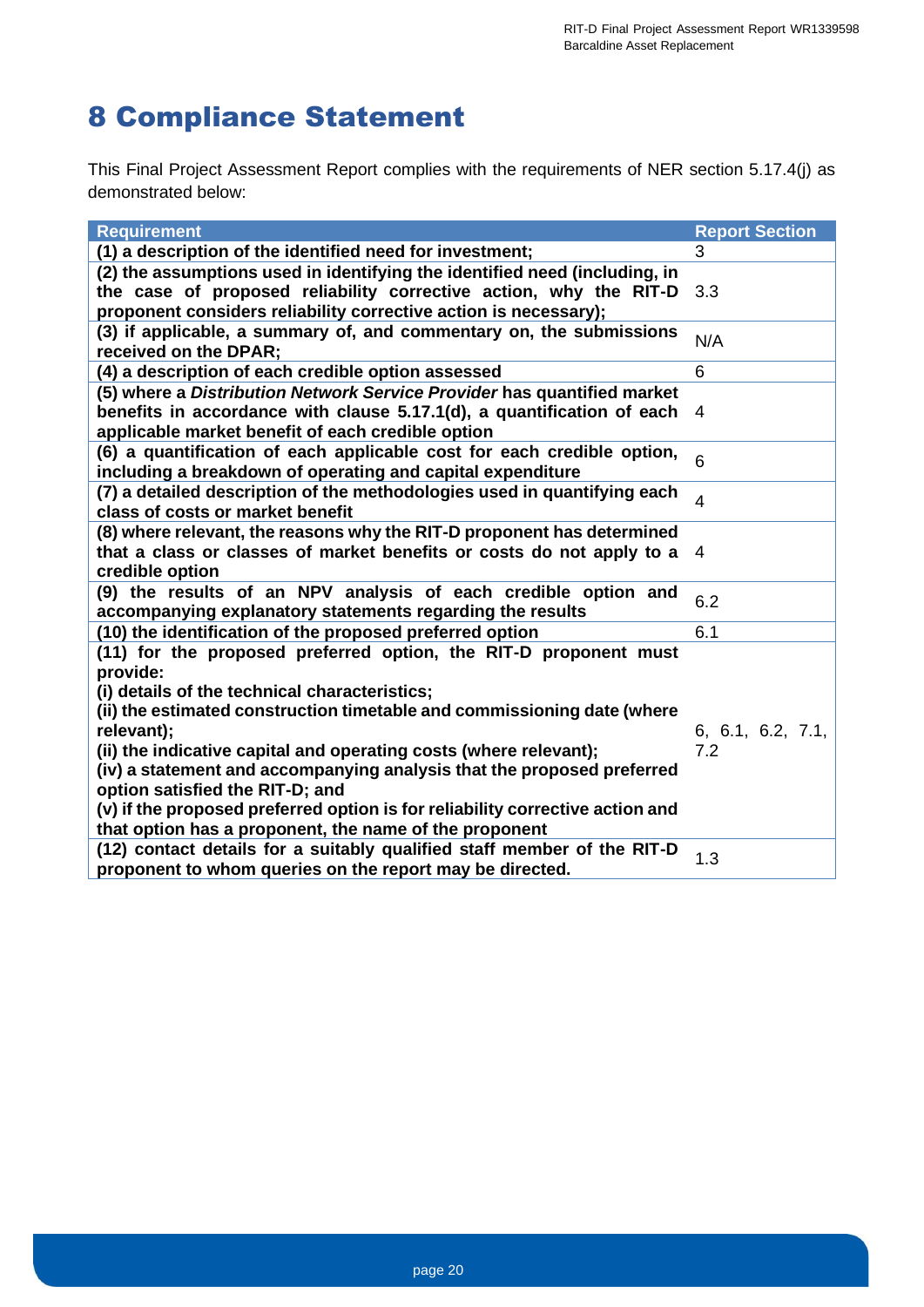# 8 Compliance Statement

This Final Project Assessment Report complies with the requirements of NER section 5.17.4(j) as demonstrated below:

| Requirement | Report Section |
|---|---|
| **(1) a description of the identified need for investment;** | 3 |
| **(2) the assumptions used in identifying the identified need (including, in the case of proposed reliability corrective action, why the RIT-D proponent considers reliability corrective action is necessary);** | 3.3 |
| **(3) if applicable, a summary of, and commentary on, the submissions received on the DPAR;** | N/A |
| **(4) a description of each credible option assessed** | 6 |
| **(5) where a *Distribution Network Service Provider* has quantified market benefits in accordance with clause 5.17.1(d), a quantification of each applicable market benefit of each credible option** | 4 |
| **(6) a quantification of each applicable cost for each credible option, including a breakdown of operating and capital expenditure** | 6 |
| **(7) a detailed description of the methodologies used in quantifying each class of costs or market benefit** | 4 |
| **(8) where relevant, the reasons why the RIT-D proponent has determined that a class or classes of market benefits or costs do not apply to a credible option** | 4 |
| **(9) the results of an NPV analysis of each credible option and accompanying explanatory statements regarding the results** | 6.2 |
| **(10) the identification of the proposed preferred option** | 6.1 |
| **(11) for the proposed preferred option, the RIT-D proponent must provide:**<br>**(i) details of the technical characteristics;**<br>**(ii) the estimated construction timetable and commissioning date (where relevant);**<br>**(ii) the indicative capital and operating costs (where relevant);**<br>**(iv) a statement and accompanying analysis that the proposed preferred option satisfied the RIT-D; and**<br>**(v) if the proposed preferred option is for reliability corrective action and that option has a proponent, the name of the proponent** | 6, 6.1, 6.2, 7.1, 7.2 |
| **(12) contact details for a suitably qualified staff member of the RIT-D proponent to whom queries on the report may be directed.** | 1.3 |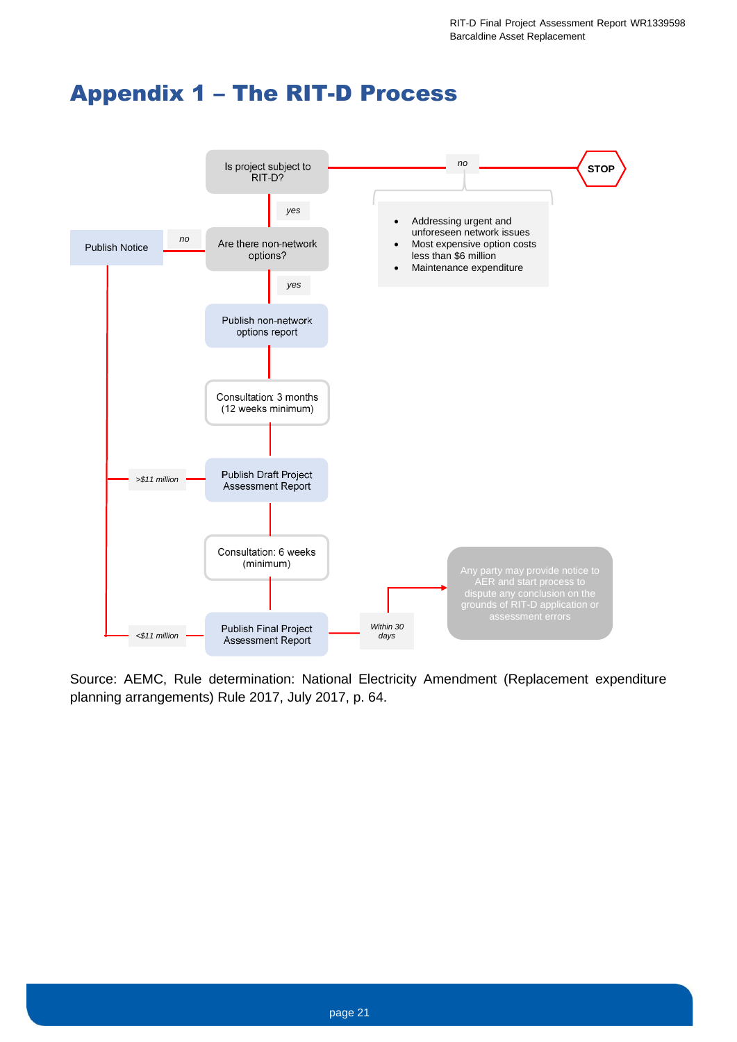# Appendix 1 – The RIT-D Process

Is project subject to RIT-D?

no

STOP

- Addressing urgent and unforeseen network issues
- Most expensive option costs less than $6 million
- Maintenance expenditure

yes

Publish Notice

no

Are there non-network options?

yes

Publish non-network options report

Consultation: 3 months (12 weeks minimum)

>$11 million

Publish Draft Project Assessment Report

Consultation: 6 weeks (minimum)

Any party may provide notice to AER and start process to dispute any conclusion on the grounds of RIT-D application or assessment errors

<$11 million

Publish Final Project Assessment Report

Within 30 days

Source: AEMC, Rule determination: National Electricity Amendment (Replacement expenditure planning arrangements) Rule 2017, July 2017, p. 64.